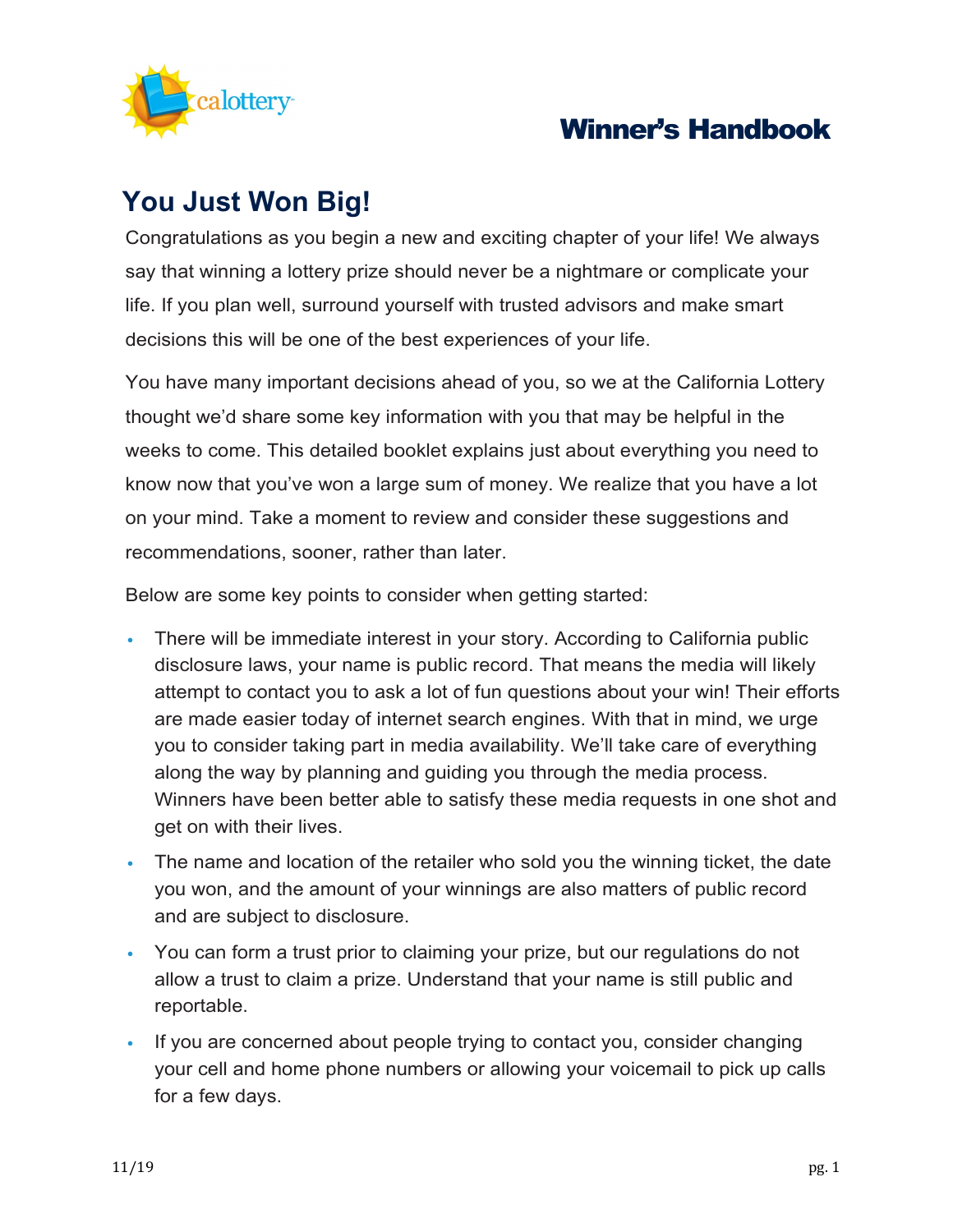# Winner's Handbook

## You Just Won Big!

Congratulations as you begin a new and exciting chapter of your life! We always say that winning a lottery prize should never be a nightmare or complicate your life. If you plan well, surround yourself with trusted advisors and make smart decisions this will be one of the best experiences of your life.

You have many important decisions ahead of you, so we at the California Lottery thought we'd share some key information with you that may be helpful in the weeks to come. This detailed booklet explains just about everything you need to know now that you've won a large sum of money. We realize that you have a lot on your mind. Take a moment to review and consider these suggestions and recommendations, sooner, rather than later.

Below are some key points to consider when getting started:

- There will be immediate interest in your story. According to California public disclosure laws, your name is public record. That means the media will likely attempt to contact you to ask a lot of fun questions about your win! Their efforts are made easier today of internet search engines. With that in mind, we urge you to consider taking part in media availability. We'll take care of everything along the way by planning and guiding you through the media process. Winners have been better able to satisfy these media requests in one shot and get on with their lives.
- The name and location of the retailer who sold you the winning ticket, the date you won, and the amount of your winnings are also matters of public record and are subject to disclosure.
- You can form a trust prior to claiming your prize, but our regulations do not allow a trust to claim a prize. Understand that your name is still public and reportable.
- If you are concerned about people trying to contact you, consider changing your cell and home phone numbers or allowing your voicemail to pick up calls for a few days.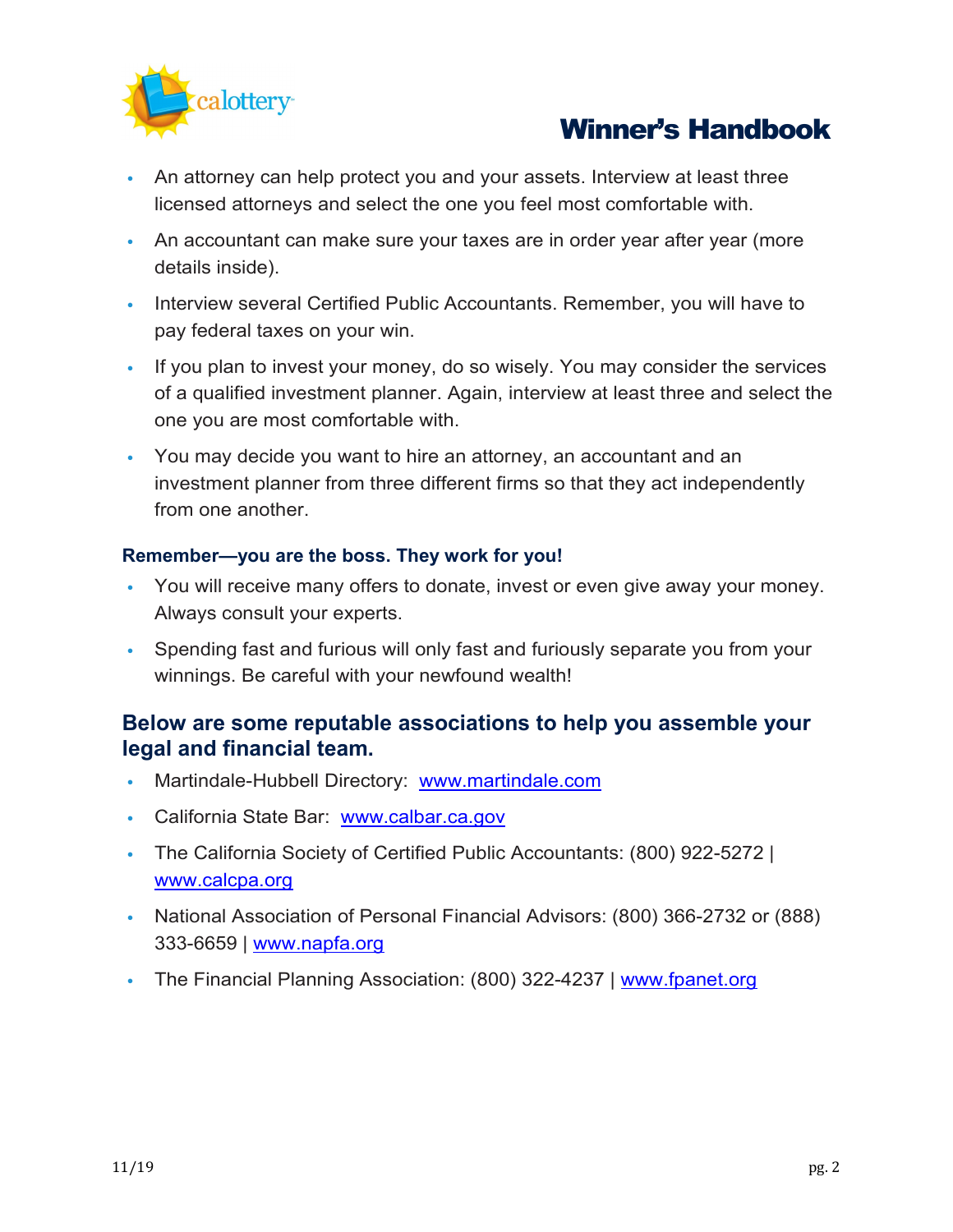- An attorney can help protect you and your assets. Interview at least three licensed attorneys and select the one you feel most comfortable with.
- An accountant can make sure your taxes are in order year after year (more details inside).
- Interview several Certified Public Accountants. Remember, you will have to pay federal taxes on your win.
- If you plan to invest your money, do so wisely. You may consider the services of a qualified investment planner. Again, interview at least three and select the one you are most comfortable with.
- You may decide you want to hire an attorney, an accountant and an investment planner from three different firms so that they act independently from one another.

**Remember—you are the boss. They work for you!**

- You will receive many offers to donate, invest or even give away your money. Always consult your experts.
- Spending fast and furious will only fast and furiously separate you from your winnings. Be careful with your newfound wealth!

## Below are some reputable associations to help you assemble your legal and financial team.

- Martindale-Hubbell Directory: www.martindale.com
- California State Bar: www.calbar.ca.gov
- The California Society of Certified Public Accountants: (800) 922-5272 | www.calcpa.org
- National Association of Personal Financial Advisors: (800) 366-2732 or (888) 333-6659 | www.napfa.org
- The Financial Planning Association: (800) 322-4237 | www.fpanet.org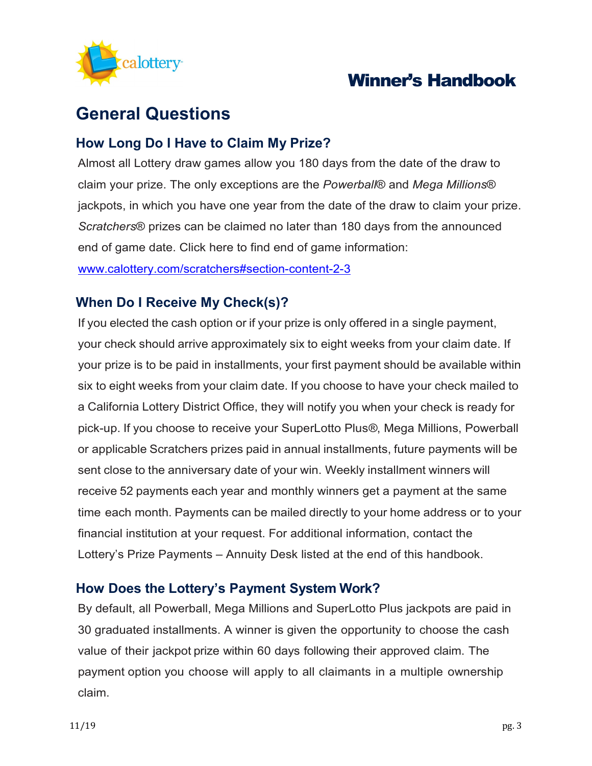# General Questions

## How Long Do I Have to Claim My Prize?

Almost all Lottery draw games allow you 180 days from the date of the draw to claim your prize. The only exceptions are the *Powerball*® and *Mega Millions*® jackpots, in which you have one year from the date of the draw to claim your prize. *Scratchers*® prizes can be claimed no later than 180 days from the announced end of game date. Click here to find end of game information: [www.calottery.com/scratchers#section-content-2-3](www.calottery.com/scratchers#section-content-2-3)

## When Do I Receive My Check(s)?

If you elected the cash option or if your prize is only offered in a single payment, your check should arrive approximately six to eight weeks from your claim date. If your prize is to be paid in installments, your first payment should be available within six to eight weeks from your claim date. If you choose to have your check mailed to a California Lottery District Office, they will notify you when your check is ready for pick-up. If you choose to receive your SuperLotto Plus®, Mega Millions, Powerball or applicable Scratchers prizes paid in annual installments, future payments will be sent close to the anniversary date of your win. Weekly installment winners will receive 52 payments each year and monthly winners get a payment at the same time each month. Payments can be mailed directly to your home address or to your financial institution at your request. For additional information, contact the Lottery's Prize Payments – Annuity Desk listed at the end of this handbook.

## How Does the Lottery's Payment System Work?

By default, all Powerball, Mega Millions and SuperLotto Plus jackpots are paid in 30 graduated installments. A winner is given the opportunity to choose the cash value of their jackpot prize within 60 days following their approved claim. The payment option you choose will apply to all claimants in a multiple ownership claim.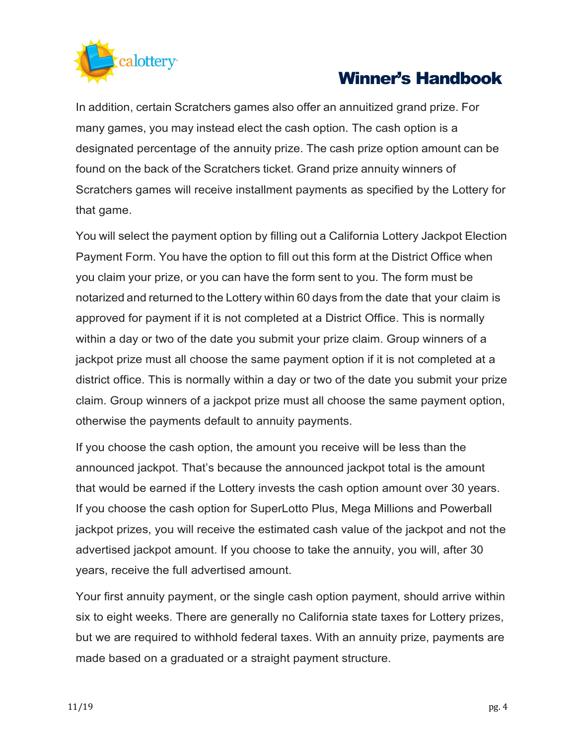In addition, certain Scratchers games also offer an annuitized grand prize. For many games, you may instead elect the cash option. The cash option is a designated percentage of the annuity prize. The cash prize option amount can be found on the back of the Scratchers ticket. Grand prize annuity winners of Scratchers games will receive installment payments as specified by the Lottery for that game.

You will select the payment option by filling out a California Lottery Jackpot Election Payment Form. You have the option to fill out this form at the District Office when you claim your prize, or you can have the form sent to you. The form must be notarized and returned to the Lottery within 60 days from the date that your claim is approved for payment if it is not completed at a District Office. This is normally within a day or two of the date you submit your prize claim. Group winners of a jackpot prize must all choose the same payment option if it is not completed at a district office. This is normally within a day or two of the date you submit your prize claim. Group winners of a jackpot prize must all choose the same payment option, otherwise the payments default to annuity payments.

If you choose the cash option, the amount you receive will be less than the announced jackpot. That's because the announced jackpot total is the amount that would be earned if the Lottery invests the cash option amount over 30 years. If you choose the cash option for SuperLotto Plus, Mega Millions and Powerball jackpot prizes, you will receive the estimated cash value of the jackpot and not the advertised jackpot amount. If you choose to take the annuity, you will, after 30 years, receive the full advertised amount.

Your first annuity payment, or the single cash option payment, should arrive within six to eight weeks. There are generally no California state taxes for Lottery prizes, but we are required to withhold federal taxes. With an annuity prize, payments are made based on a graduated or a straight payment structure.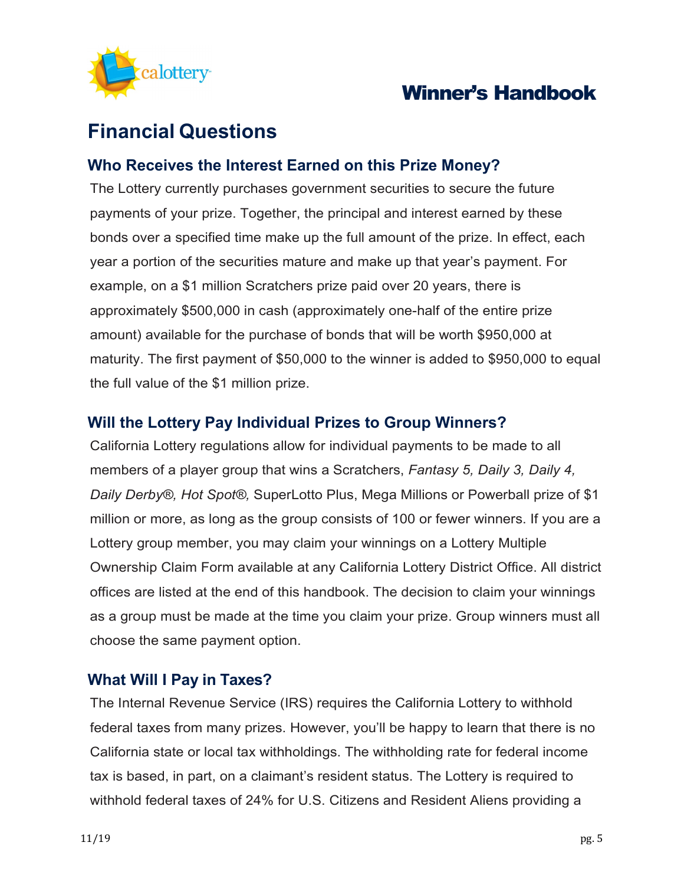## Financial Questions

### Who Receives the Interest Earned on this Prize Money?

The Lottery currently purchases government securities to secure the future payments of your prize. Together, the principal and interest earned by these bonds over a specified time make up the full amount of the prize. In effect, each year a portion of the securities mature and make up that year's payment. For example, on a $1 million Scratchers prize paid over 20 years, there is approximately $500,000 in cash (approximately one-half of the entire prize amount) available for the purchase of bonds that will be worth $950,000 at maturity. The first payment of $50,000 to the winner is added to $950,000 to equal the full value of the $1 million prize.

### Will the Lottery Pay Individual Prizes to Group Winners?

California Lottery regulations allow for individual payments to be made to all members of a player group that wins a Scratchers, *Fantasy 5, Daily 3, Daily 4, Daily Derby®, Hot Spot®,* SuperLotto Plus, Mega Millions or Powerball prize of $1 million or more, as long as the group consists of 100 or fewer winners. If you are a Lottery group member, you may claim your winnings on a Lottery Multiple Ownership Claim Form available at any California Lottery District Office. All district offices are listed at the end of this handbook. The decision to claim your winnings as a group must be made at the time you claim your prize. Group winners must all choose the same payment option.

### What Will I Pay in Taxes?

The Internal Revenue Service (IRS) requires the California Lottery to withhold federal taxes from many prizes. However, you'll be happy to learn that there is no California state or local tax withholdings. The withholding rate for federal income tax is based, in part, on a claimant's resident status. The Lottery is required to withhold federal taxes of 24% for U.S. Citizens and Resident Aliens providing a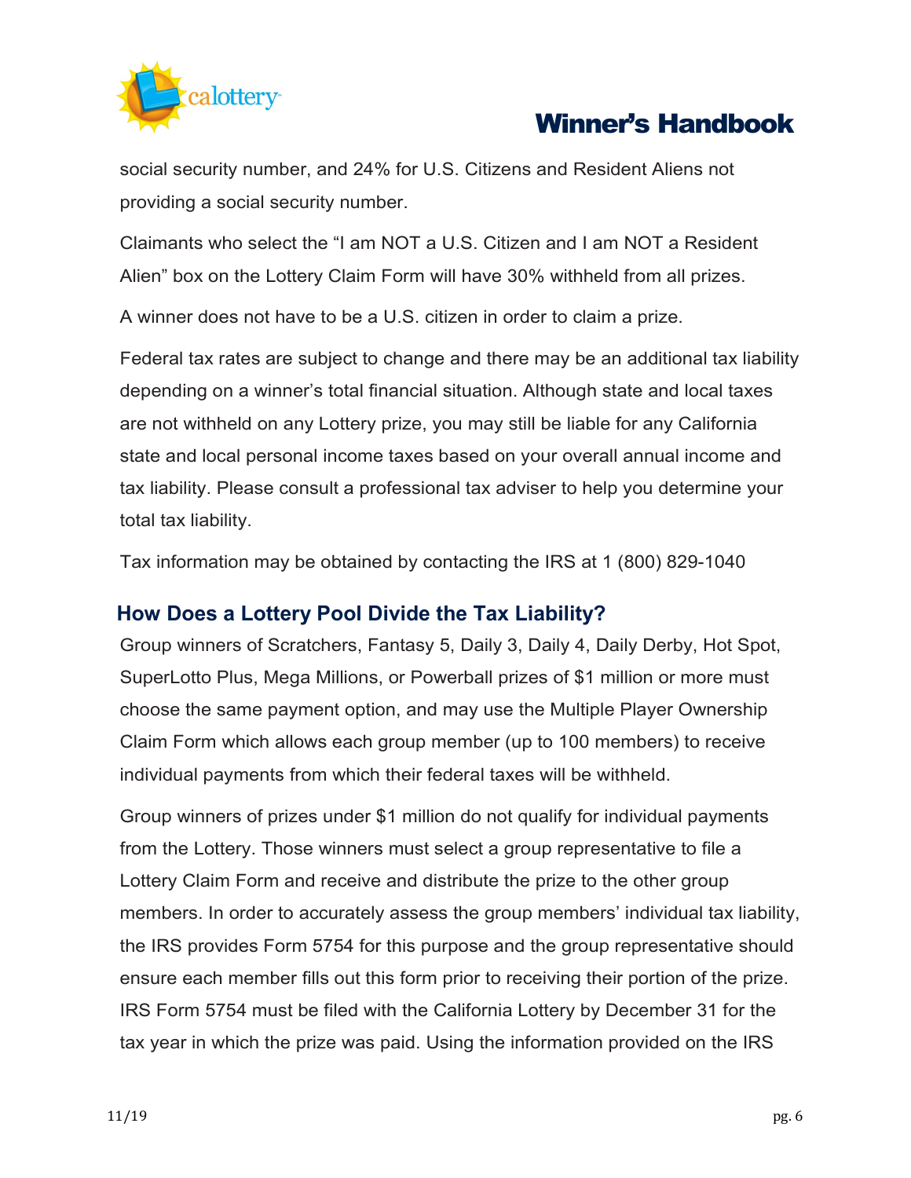social security number, and 24% for U.S. Citizens and Resident Aliens not providing a social security number.

Claimants who select the “I am NOT a U.S. Citizen and I am NOT a Resident Alien” box on the Lottery Claim Form will have 30% withheld from all prizes.

A winner does not have to be a U.S. citizen in order to claim a prize.

Federal tax rates are subject to change and there may be an additional tax liability depending on a winner’s total financial situation. Although state and local taxes are not withheld on any Lottery prize, you may still be liable for any California state and local personal income taxes based on your overall annual income and tax liability. Please consult a professional tax adviser to help you determine your total tax liability.

Tax information may be obtained by contacting the IRS at 1 (800) 829-1040

## How Does a Lottery Pool Divide the Tax Liability?

Group winners of Scratchers, Fantasy 5, Daily 3, Daily 4, Daily Derby, Hot Spot, SuperLotto Plus, Mega Millions, or Powerball prizes of $1 million or more must choose the same payment option, and may use the Multiple Player Ownership Claim Form which allows each group member (up to 100 members) to receive individual payments from which their federal taxes will be withheld.

Group winners of prizes under $1 million do not qualify for individual payments from the Lottery. Those winners must select a group representative to file a Lottery Claim Form and receive and distribute the prize to the other group members. In order to accurately assess the group members’ individual tax liability, the IRS provides Form 5754 for this purpose and the group representative should ensure each member fills out this form prior to receiving their portion of the prize. IRS Form 5754 must be filed with the California Lottery by December 31 for the tax year in which the prize was paid. Using the information provided on the IRS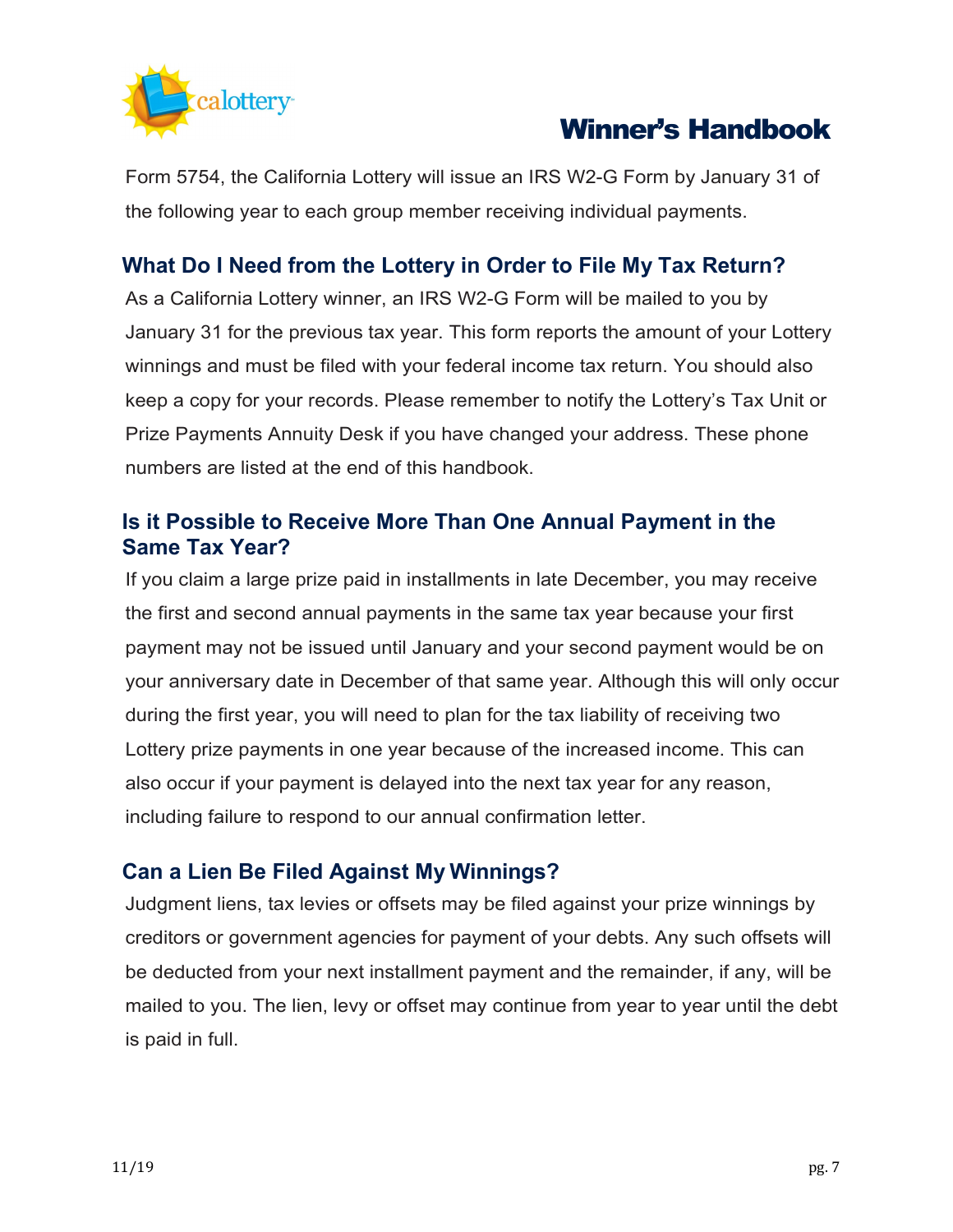Form 5754, the California Lottery will issue an IRS W2-G Form by January 31 of the following year to each group member receiving individual payments.

## What Do I Need from the Lottery in Order to File My Tax Return?

As a California Lottery winner, an IRS W2-G Form will be mailed to you by January 31 for the previous tax year. This form reports the amount of your Lottery winnings and must be filed with your federal income tax return. You should also keep a copy for your records. Please remember to notify the Lottery's Tax Unit or Prize Payments Annuity Desk if you have changed your address. These phone numbers are listed at the end of this handbook.

## Is it Possible to Receive More Than One Annual Payment in the Same Tax Year?

If you claim a large prize paid in installments in late December, you may receive the first and second annual payments in the same tax year because your first payment may not be issued until January and your second payment would be on your anniversary date in December of that same year. Although this will only occur during the first year, you will need to plan for the tax liability of receiving two Lottery prize payments in one year because of the increased income. This can also occur if your payment is delayed into the next tax year for any reason, including failure to respond to our annual confirmation letter.

## Can a Lien Be Filed Against My Winnings?

Judgment liens, tax levies or offsets may be filed against your prize winnings by creditors or government agencies for payment of your debts. Any such offsets will be deducted from your next installment payment and the remainder, if any, will be mailed to you. The lien, levy or offset may continue from year to year until the debt is paid in full.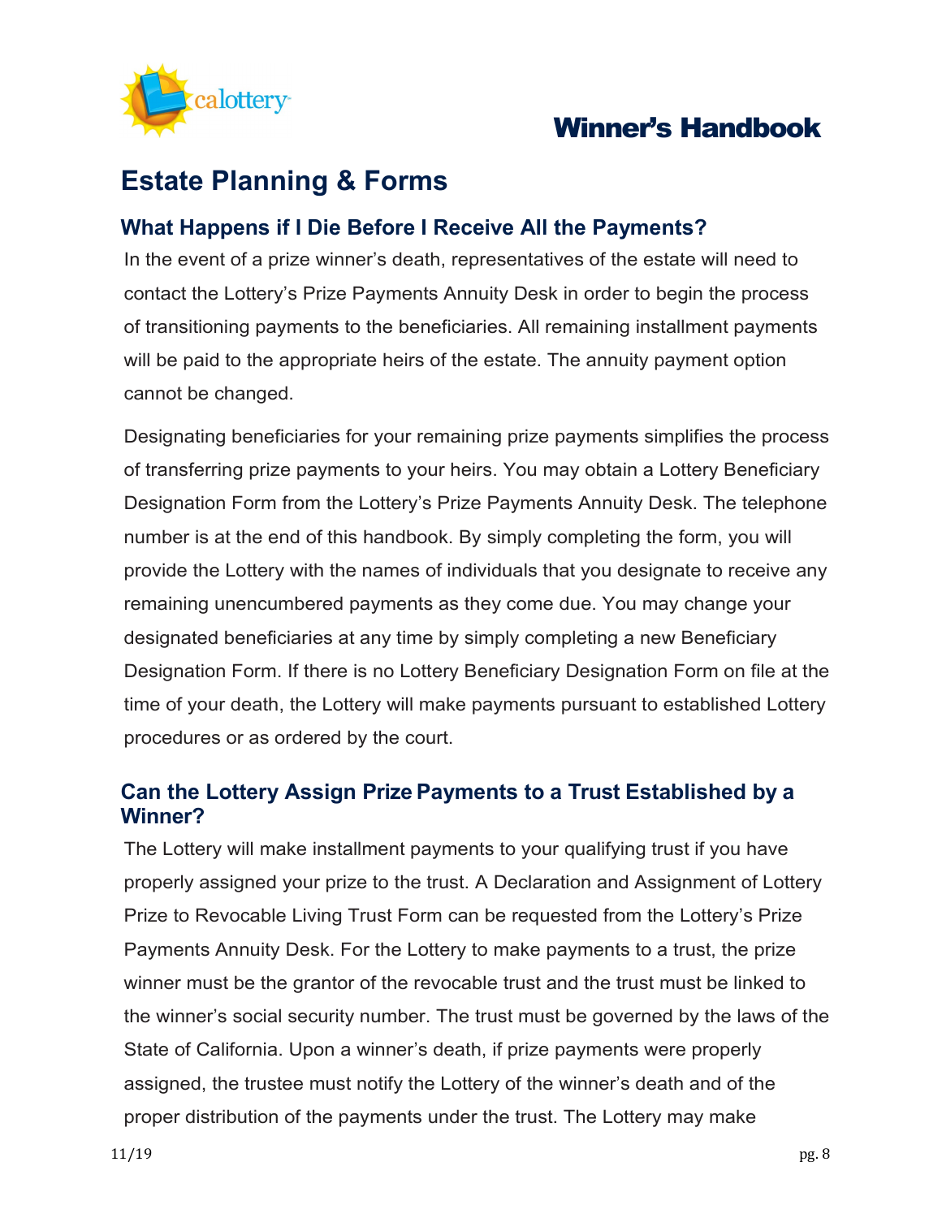# Estate Planning & Forms

## What Happens if I Die Before I Receive All the Payments?

In the event of a prize winner's death, representatives of the estate will need to contact the Lottery's Prize Payments Annuity Desk in order to begin the process of transitioning payments to the beneficiaries. All remaining installment payments will be paid to the appropriate heirs of the estate. The annuity payment option cannot be changed.

Designating beneficiaries for your remaining prize payments simplifies the process of transferring prize payments to your heirs. You may obtain a Lottery Beneficiary Designation Form from the Lottery's Prize Payments Annuity Desk. The telephone number is at the end of this handbook. By simply completing the form, you will provide the Lottery with the names of individuals that you designate to receive any remaining unencumbered payments as they come due. You may change your designated beneficiaries at any time by simply completing a new Beneficiary Designation Form. If there is no Lottery Beneficiary Designation Form on file at the time of your death, the Lottery will make payments pursuant to established Lottery procedures or as ordered by the court.

## Can the Lottery Assign Prize Payments to a Trust Established by a Winner?

The Lottery will make installment payments to your qualifying trust if you have properly assigned your prize to the trust. A Declaration and Assignment of Lottery Prize to Revocable Living Trust Form can be requested from the Lottery's Prize Payments Annuity Desk. For the Lottery to make payments to a trust, the prize winner must be the grantor of the revocable trust and the trust must be linked to the winner's social security number. The trust must be governed by the laws of the State of California. Upon a winner's death, if prize payments were properly assigned, the trustee must notify the Lottery of the winner's death and of the proper distribution of the payments under the trust. The Lottery may make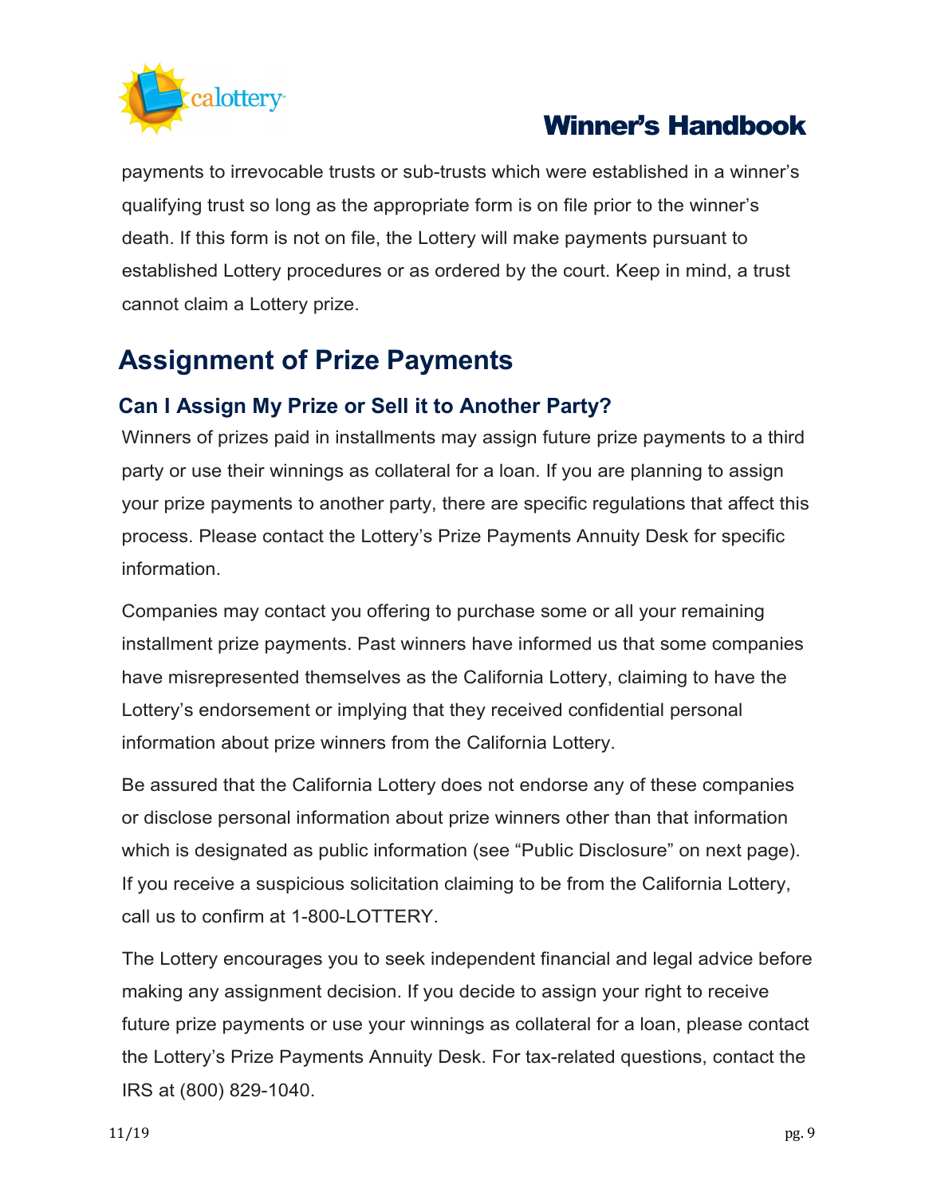payments to irrevocable trusts or sub-trusts which were established in a winner's qualifying trust so long as the appropriate form is on file prior to the winner's death. If this form is not on file, the Lottery will make payments pursuant to established Lottery procedures or as ordered by the court. Keep in mind, a trust cannot claim a Lottery prize.

## Assignment of Prize Payments

### Can I Assign My Prize or Sell it to Another Party?

Winners of prizes paid in installments may assign future prize payments to a third party or use their winnings as collateral for a loan. If you are planning to assign your prize payments to another party, there are specific regulations that affect this process. Please contact the Lottery's Prize Payments Annuity Desk for specific information.

Companies may contact you offering to purchase some or all your remaining installment prize payments. Past winners have informed us that some companies have misrepresented themselves as the California Lottery, claiming to have the Lottery's endorsement or implying that they received confidential personal information about prize winners from the California Lottery.

Be assured that the California Lottery does not endorse any of these companies or disclose personal information about prize winners other than that information which is designated as public information (see "Public Disclosure" on next page). If you receive a suspicious solicitation claiming to be from the California Lottery, call us to confirm at 1-800-LOTTERY.

The Lottery encourages you to seek independent financial and legal advice before making any assignment decision. If you decide to assign your right to receive future prize payments or use your winnings as collateral for a loan, please contact the Lottery's Prize Payments Annuity Desk. For tax-related questions, contact the IRS at (800) 829-1040.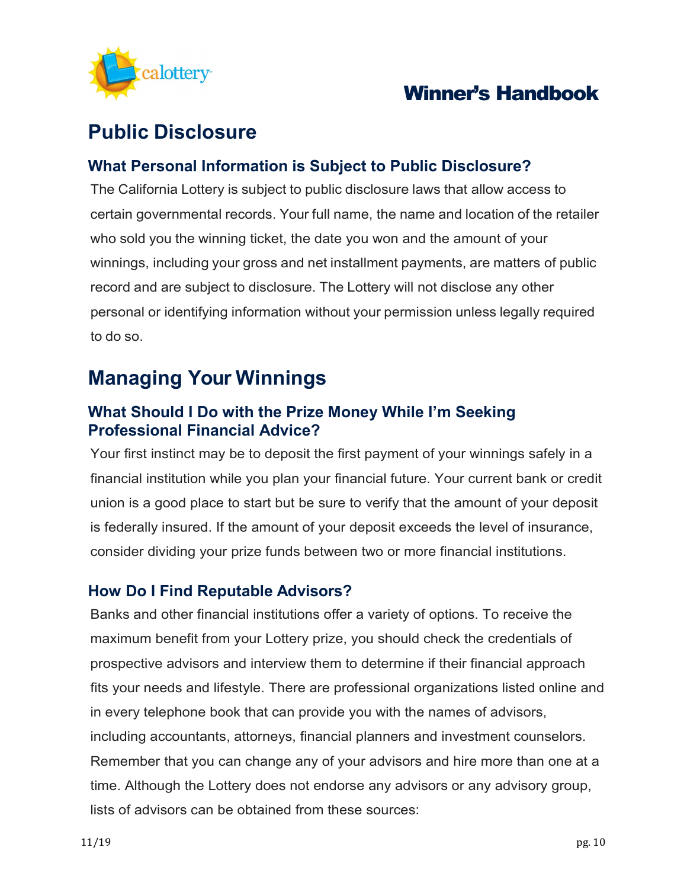## Public Disclosure

### What Personal Information is Subject to Public Disclosure?

The California Lottery is subject to public disclosure laws that allow access to certain governmental records. Your full name, the name and location of the retailer who sold you the winning ticket, the date you won and the amount of your winnings, including your gross and net installment payments, are matters of public record and are subject to disclosure. The Lottery will not disclose any other personal or identifying information without your permission unless legally required to do so.

## Managing Your Winnings

### What Should I Do with the Prize Money While I'm Seeking Professional Financial Advice?

Your first instinct may be to deposit the first payment of your winnings safely in a financial institution while you plan your financial future. Your current bank or credit union is a good place to start but be sure to verify that the amount of your deposit is federally insured. If the amount of your deposit exceeds the level of insurance, consider dividing your prize funds between two or more financial institutions.

### How Do I Find Reputable Advisors?

Banks and other financial institutions offer a variety of options. To receive the maximum benefit from your Lottery prize, you should check the credentials of prospective advisors and interview them to determine if their financial approach fits your needs and lifestyle. There are professional organizations listed online and in every telephone book that can provide you with the names of advisors, including accountants, attorneys, financial planners and investment counselors. Remember that you can change any of your advisors and hire more than one at a time. Although the Lottery does not endorse any advisors or any advisory group, lists of advisors can be obtained from these sources: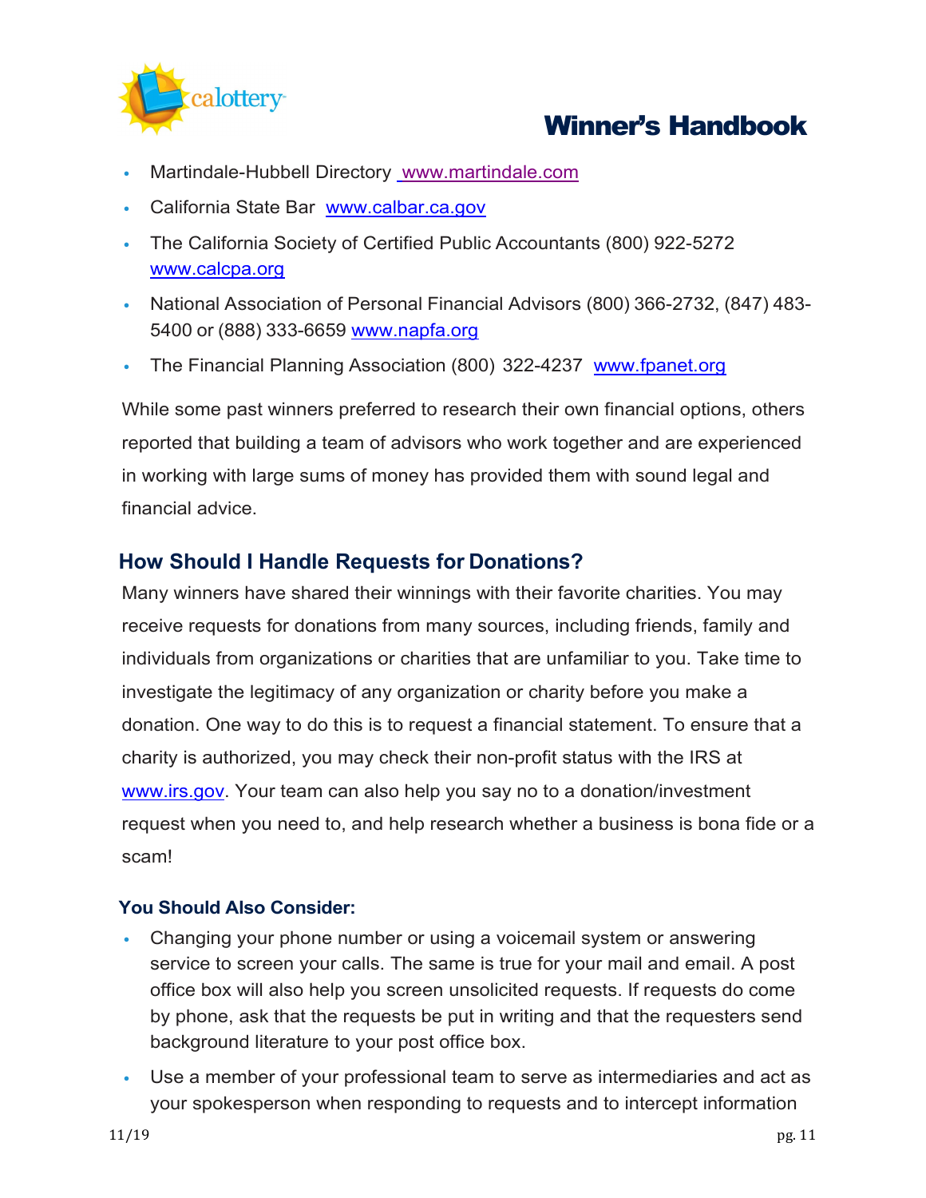- Martindale-Hubbell Directory www.martindale.com
- California State Bar www.calbar.ca.gov
- The California Society of Certified Public Accountants (800) 922-5272 www.calcpa.org
- National Association of Personal Financial Advisors (800) 366-2732, (847) 483-5400 or (888) 333-6659 www.napfa.org
- The Financial Planning Association (800) 322-4237 www.fpanet.org

While some past winners preferred to research their own financial options, others reported that building a team of advisors who work together and are experienced in working with large sums of money has provided them with sound legal and financial advice.

## How Should I Handle Requests for Donations?

Many winners have shared their winnings with their favorite charities. You may receive requests for donations from many sources, including friends, family and individuals from organizations or charities that are unfamiliar to you. Take time to investigate the legitimacy of any organization or charity before you make a donation. One way to do this is to request a financial statement. To ensure that a charity is authorized, you may check their non-profit status with the IRS at www.irs.gov. Your team can also help you say no to a donation/investment request when you need to, and help research whether a business is bona fide or a scam!

### You Should Also Consider:

- Changing your phone number or using a voicemail system or answering service to screen your calls. The same is true for your mail and email. A post office box will also help you screen unsolicited requests. If requests do come by phone, ask that the requests be put in writing and that the requesters send background literature to your post office box.
- Use a member of your professional team to serve as intermediaries and act as your spokesperson when responding to requests and to intercept information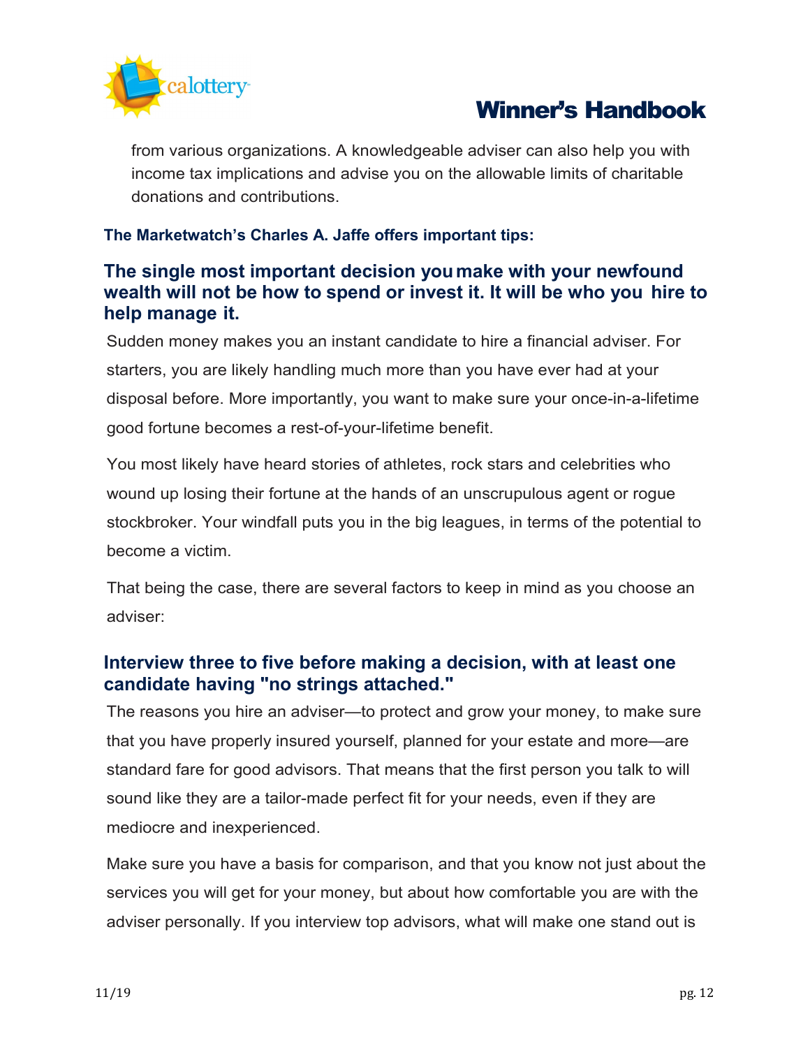from various organizations. A knowledgeable adviser can also help you with income tax implications and advise you on the allowable limits of charitable donations and contributions.

**The Marketwatch's Charles A. Jaffe offers important tips:**

### The single most important decision you make with your newfound wealth will not be how to spend or invest it. It will be who you hire to help manage it.

Sudden money makes you an instant candidate to hire a financial adviser. For starters, you are likely handling much more than you have ever had at your disposal before. More importantly, you want to make sure your once-in-a-lifetime good fortune becomes a rest-of-your-lifetime benefit.

You most likely have heard stories of athletes, rock stars and celebrities who wound up losing their fortune at the hands of an unscrupulous agent or rogue stockbroker. Your windfall puts you in the big leagues, in terms of the potential to become a victim.

That being the case, there are several factors to keep in mind as you choose an adviser:

### Interview three to five before making a decision, with at least one candidate having "no strings attached."

The reasons you hire an adviser—to protect and grow your money, to make sure that you have properly insured yourself, planned for your estate and more—are standard fare for good advisors. That means that the first person you talk to will sound like they are a tailor-made perfect fit for your needs, even if they are mediocre and inexperienced.

Make sure you have a basis for comparison, and that you know not just about the services you will get for your money, but about how comfortable you are with the adviser personally. If you interview top advisors, what will make one stand out is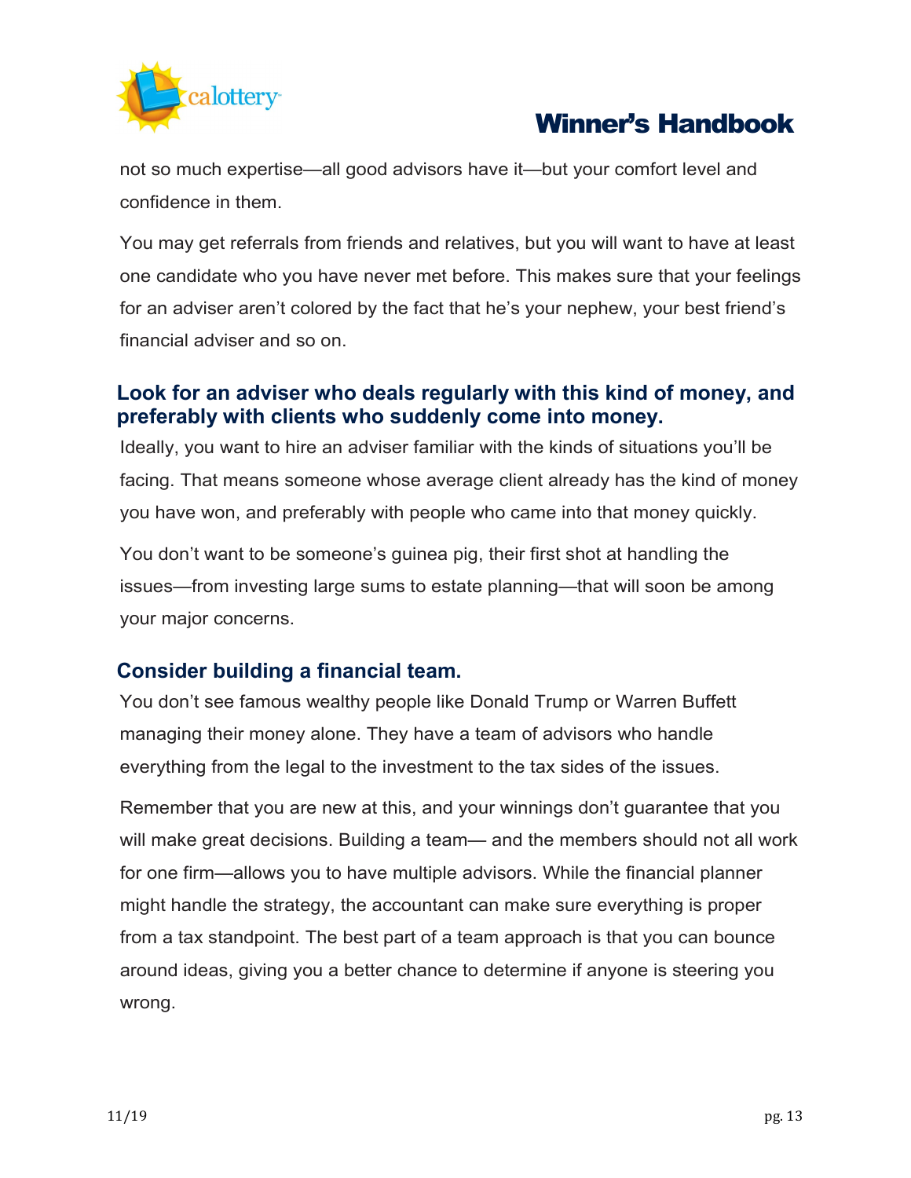not so much expertise—all good advisors have it—but your comfort level and confidence in them.

You may get referrals from friends and relatives, but you will want to have at least one candidate who you have never met before. This makes sure that your feelings for an adviser aren't colored by the fact that he's your nephew, your best friend's financial adviser and so on.

### Look for an adviser who deals regularly with this kind of money, and preferably with clients who suddenly come into money.

Ideally, you want to hire an adviser familiar with the kinds of situations you'll be facing. That means someone whose average client already has the kind of money you have won, and preferably with people who came into that money quickly.

You don't want to be someone's guinea pig, their first shot at handling the issues—from investing large sums to estate planning—that will soon be among your major concerns.

### Consider building a financial team.

You don't see famous wealthy people like Donald Trump or Warren Buffett managing their money alone. They have a team of advisors who handle everything from the legal to the investment to the tax sides of the issues.

Remember that you are new at this, and your winnings don't guarantee that you will make great decisions. Building a team— and the members should not all work for one firm—allows you to have multiple advisors. While the financial planner might handle the strategy, the accountant can make sure everything is proper from a tax standpoint. The best part of a team approach is that you can bounce around ideas, giving you a better chance to determine if anyone is steering you wrong.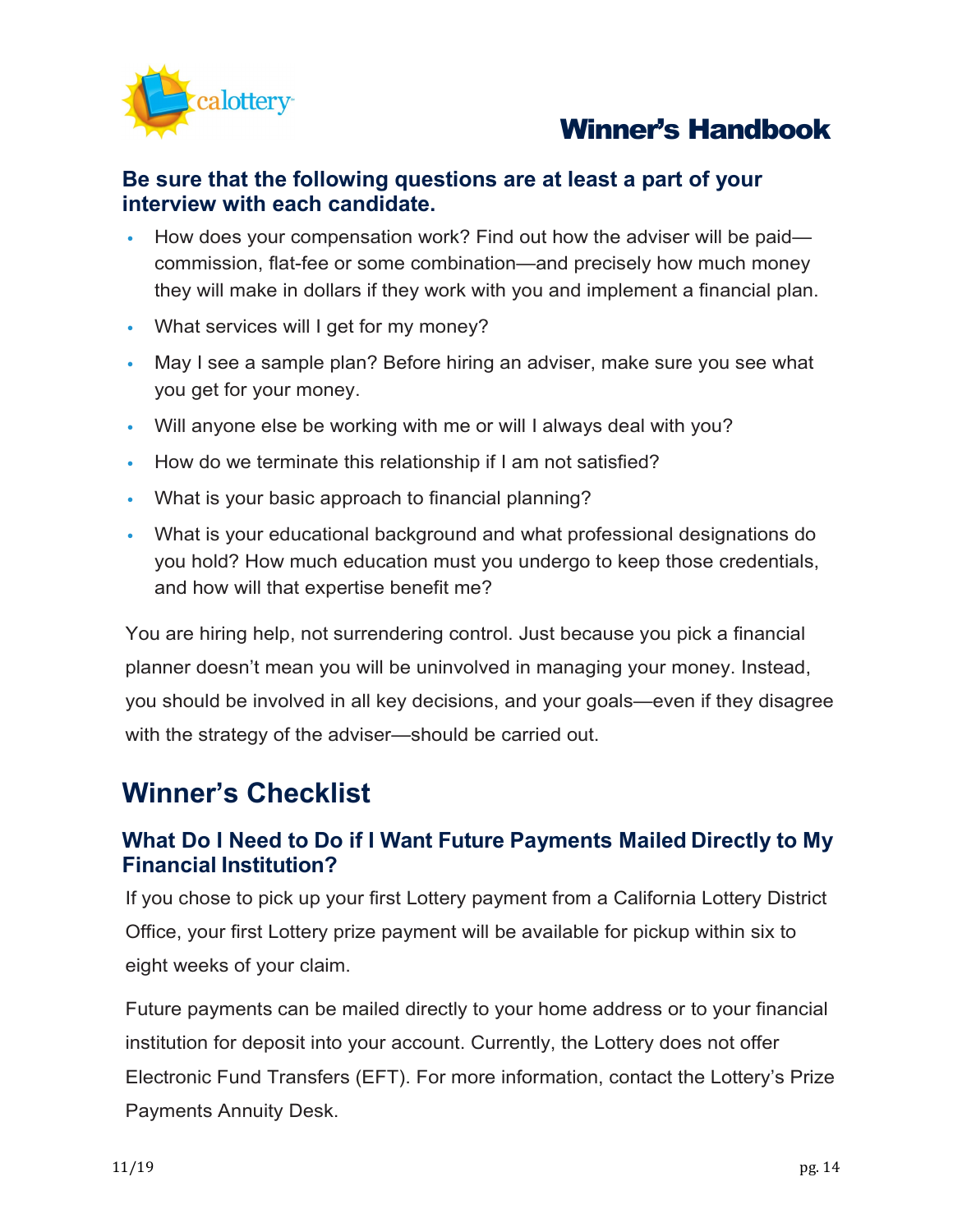**Be sure that the following questions are at least a part of your interview with each candidate.**

- How does your compensation work? Find out how the adviser will be paid—commission, flat-fee or some combination—and precisely how much money they will make in dollars if they work with you and implement a financial plan.
- What services will I get for my money?
- May I see a sample plan? Before hiring an adviser, make sure you see what you get for your money.
- Will anyone else be working with me or will I always deal with you?
- How do we terminate this relationship if I am not satisfied?
- What is your basic approach to financial planning?
- What is your educational background and what professional designations do you hold? How much education must you undergo to keep those credentials, and how will that expertise benefit me?

You are hiring help, not surrendering control. Just because you pick a financial planner doesn't mean you will be uninvolved in managing your money. Instead, you should be involved in all key decisions, and your goals—even if they disagree with the strategy of the adviser—should be carried out.

## Winner's Checklist

### What Do I Need to Do if I Want Future Payments Mailed Directly to My Financial Institution?

If you chose to pick up your first Lottery payment from a California Lottery District Office, your first Lottery prize payment will be available for pickup within six to eight weeks of your claim.

Future payments can be mailed directly to your home address or to your financial institution for deposit into your account. Currently, the Lottery does not offer Electronic Fund Transfers (EFT). For more information, contact the Lottery's Prize Payments Annuity Desk.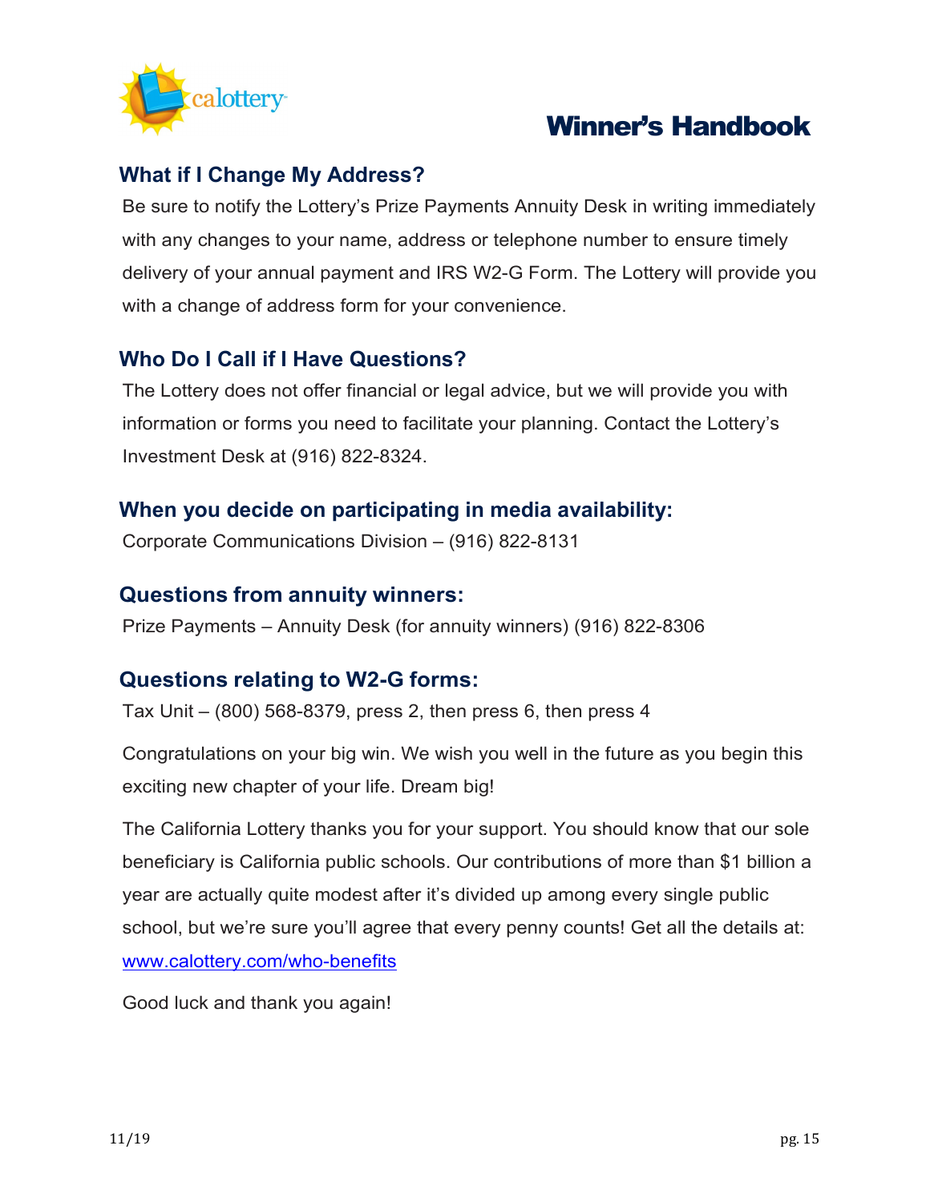## What if I Change My Address?

Be sure to notify the Lottery's Prize Payments Annuity Desk in writing immediately with any changes to your name, address or telephone number to ensure timely delivery of your annual payment and IRS W2-G Form. The Lottery will provide you with a change of address form for your convenience.

## Who Do I Call if I Have Questions?

The Lottery does not offer financial or legal advice, but we will provide you with information or forms you need to facilitate your planning. Contact the Lottery's Investment Desk at (916) 822-8324.

## When you decide on participating in media availability:

Corporate Communications Division – (916) 822-8131

## Questions from annuity winners:

Prize Payments – Annuity Desk (for annuity winners) (916) 822-8306

## Questions relating to W2-G forms:

Tax Unit – (800) 568-8379, press 2, then press 6, then press 4

Congratulations on your big win. We wish you well in the future as you begin this exciting new chapter of your life. Dream big!

The California Lottery thanks you for your support. You should know that our sole beneficiary is California public schools. Our contributions of more than $1 billion a year are actually quite modest after it's divided up among every single public school, but we're sure you'll agree that every penny counts! Get all the details at: [www.calottery.com/who-benefits](http://www.calottery.com/who-benefits)

Good luck and thank you again!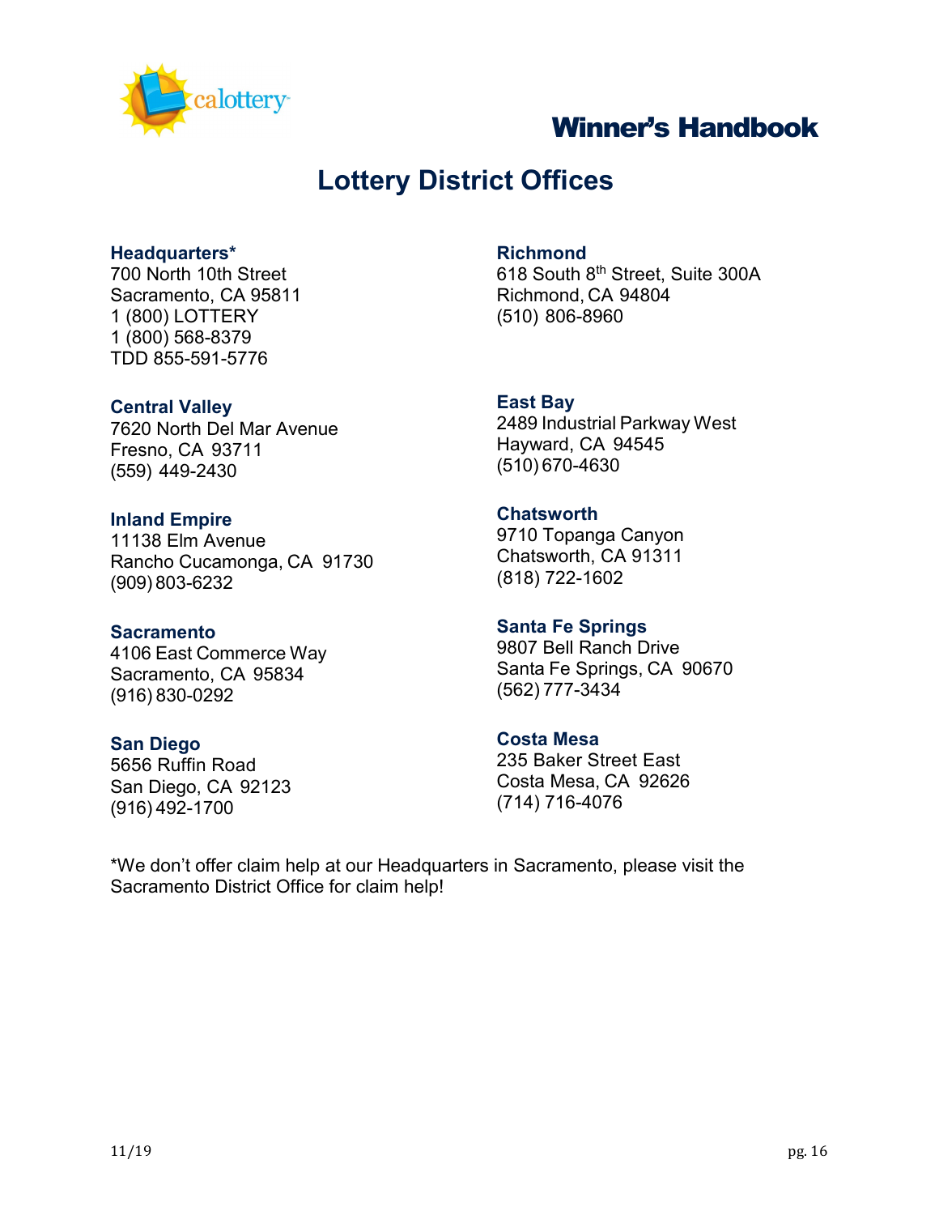# Winner's Handbook

## Lottery District Offices

**Headquarters***
700 North 10th Street
Sacramento, CA 95811
1 (800) LOTTERY
1 (800) 568-8379
TDD 855-591-5776

**Central Valley**
7620 North Del Mar Avenue
Fresno, CA 93711
(559) 449-2430

**Inland Empire**
11138 Elm Avenue
Rancho Cucamonga, CA 91730
(909) 803-6232

**Sacramento**
4106 East Commerce Way
Sacramento, CA 95834
(916) 830-0292

**San Diego**
5656 Ruffin Road
San Diego, CA 92123
(916) 492-1700

**Richmond**
618 South 8th Street, Suite 300A
Richmond, CA 94804
(510) 806-8960

**East Bay**
2489 Industrial Parkway West
Hayward, CA 94545
(510) 670-4630

**Chatsworth**
9710 Topanga Canyon
Chatsworth, CA 91311
(818) 722-1602

**Santa Fe Springs**
9807 Bell Ranch Drive
Santa Fe Springs, CA 90670
(562) 777-3434

**Costa Mesa**
235 Baker Street East
Costa Mesa, CA 92626
(714) 716-4076

*We don't offer claim help at our Headquarters in Sacramento, please visit the Sacramento District Office for claim help!